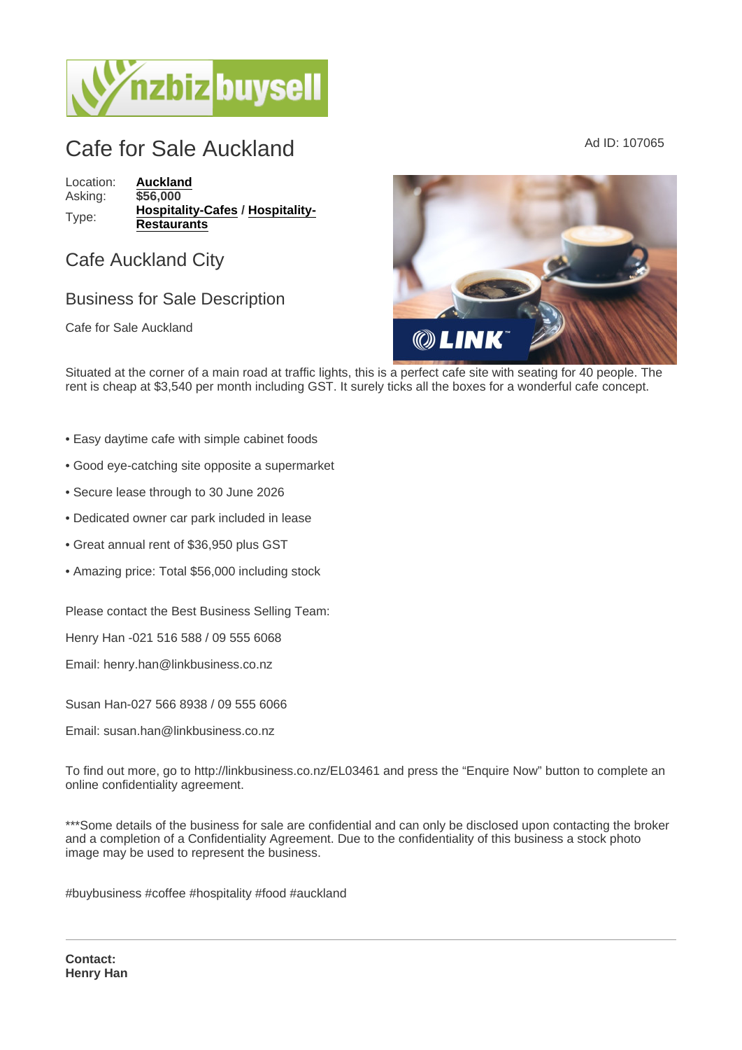# Cafe for Sale Auckland

Ad ID: 107065

| | |
|---|---|
| Location: | **Auckland** |
| Asking: | **$56,000** |
| Type: | **Hospitality-Cafes** / **Hospitality-Restaurants** |

## Cafe Auckland City

### Business for Sale Description

Cafe for Sale Auckland

Situated at the corner of a main road at traffic lights, this is a perfect cafe site with seating for 40 people. The rent is cheap at $3,540 per month including GST. It surely ticks all the boxes for a wonderful cafe concept.

- Easy daytime cafe with simple cabinet foods
- Good eye-catching site opposite a supermarket
- Secure lease through to 30 June 2026
- Dedicated owner car park included in lease
- Great annual rent of $36,950 plus GST
- Amazing price: Total $56,000 including stock

Please contact the Best Business Selling Team:

Henry Han -021 516 588 / 09 555 6068

Email: henry.han@linkbusiness.co.nz

Susan Han-027 566 8938 / 09 555 6066

Email: susan.han@linkbusiness.co.nz

To find out more, go to http://linkbusiness.co.nz/EL03461 and press the "Enquire Now" button to complete an online confidentiality agreement.

***Some details of the business for sale are confidential and can only be disclosed upon contacting the broker and a completion of a Confidentiality Agreement. Due to the confidentiality of this business a stock photo image may be used to represent the business.

#buybusiness #coffee #hospitality #food #auckland

---

**Contact:**
**Henry Han**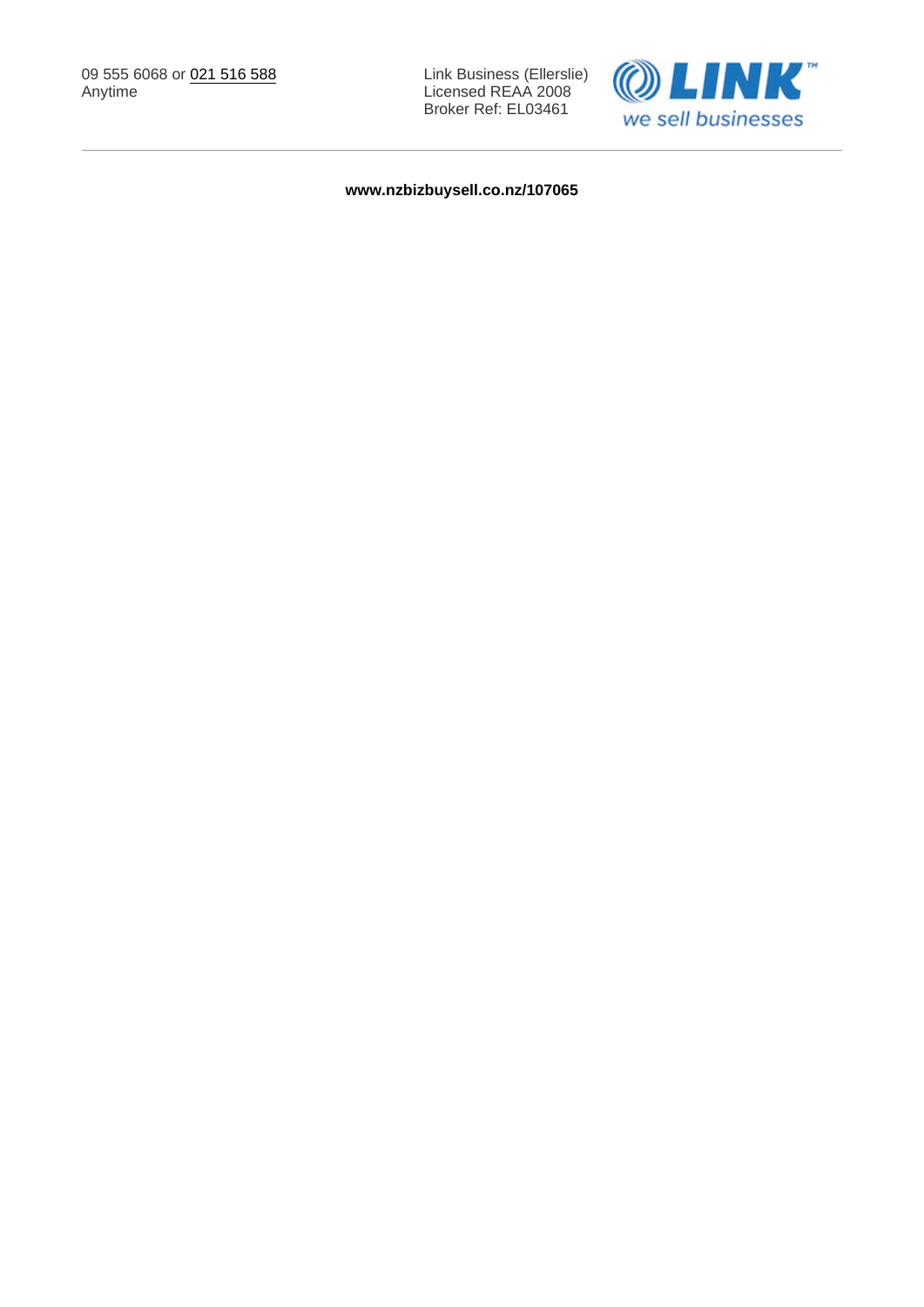09 555 6068 or 021 516 588
Anytime

Link Business (Ellerslie)
Licensed REAA 2008
Broker Ref: EL03461

LINK™
we sell businesses

**www.nzbizbuysell.co.nz/107065**